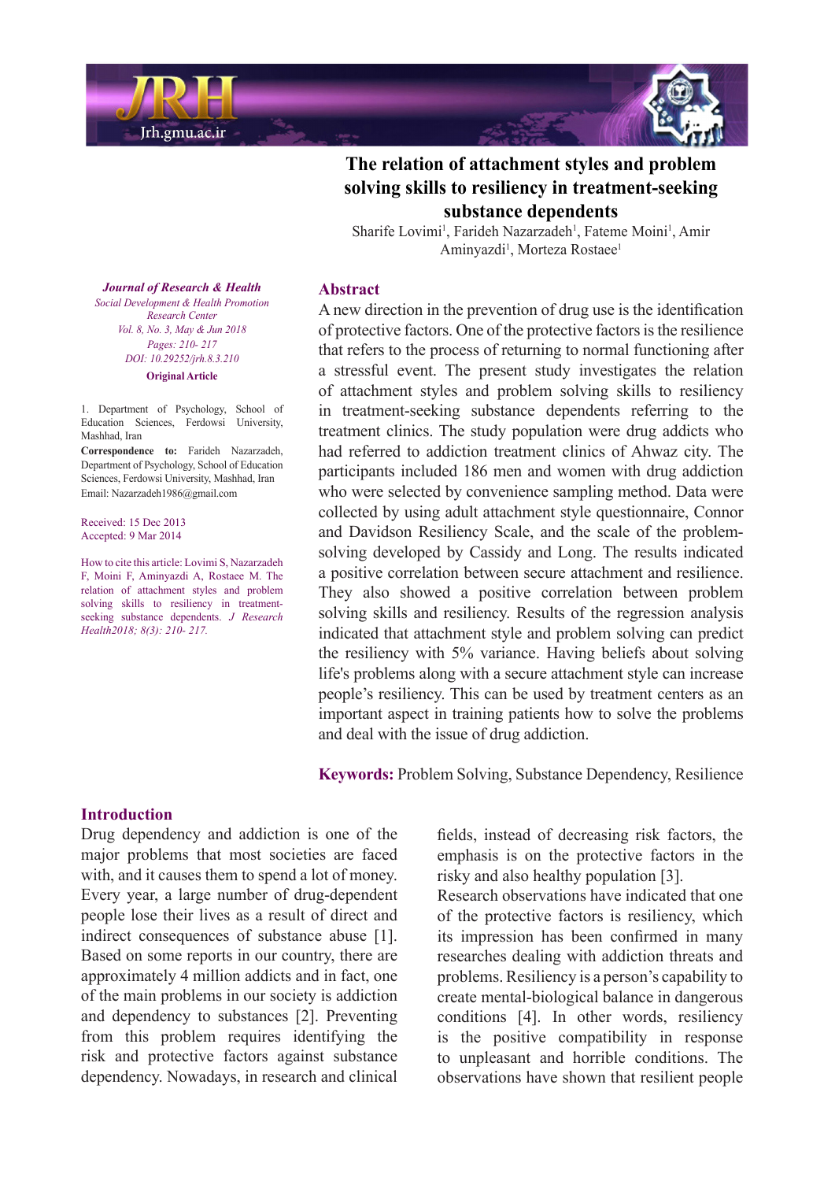# The relation of attachment styles and problem solving skills to resiliency in treatment-seeking substance dependents

Sharife Lovimi[1], Farideh Nazarzadeh[1], Fateme Moini[1], Amir Aminyazdi[1], Morteza Rostaee[1]

*Journal of Research & Health*
*Social Development & Health Promotion Research Center*
*Vol. 8, No. 3, May & Jun 2018*
*Pages: 210- 217*
*DOI: 10.29252/jrh.8.3.210*

**Original Article**

1. Department of Psychology, School of Education Sciences, Ferdowsi University, Mashhad, Iran

**Correspondence to:** Farideh Nazarzadeh, Department of Psychology, School of Education Sciences, Ferdowsi University, Mashhad, Iran
Email: Nazarzadeh1986@gmail.com

Received: 15 Dec 2013
Accepted: 9 Mar 2014

How to cite this article: Lovimi S, Nazarzadeh F, Moini F, Aminyazdi A, Rostaee M. The relation of attachment styles and problem solving skills to resiliency in treatment-seeking substance dependents. *J Research Health2018; 8(3): 210- 217.*

## Abstract

A new direction in the prevention of drug use is the identification of protective factors. One of the protective factors is the resilience that refers to the process of returning to normal functioning after a stressful event. The present study investigates the relation of attachment styles and problem solving skills to resiliency in treatment-seeking substance dependents referring to the treatment clinics. The study population were drug addicts who had referred to addiction treatment clinics of Ahwaz city. The participants included 186 men and women with drug addiction who were selected by convenience sampling method. Data were collected by using adult attachment style questionnaire, Connor and Davidson Resiliency Scale, and the scale of the problem-solving developed by Cassidy and Long. The results indicated a positive correlation between secure attachment and resilience. They also showed a positive correlation between problem solving skills and resiliency. Results of the regression analysis indicated that attachment style and problem solving can predict the resiliency with 5% variance. Having beliefs about solving life's problems along with a secure attachment style can increase people's resiliency. This can be used by treatment centers as an important aspect in training patients how to solve the problems and deal with the issue of drug addiction.

**Keywords:** Problem Solving, Substance Dependency, Resilience

## Introduction

Drug dependency and addiction is one of the major problems that most societies are faced with, and it causes them to spend a lot of money. Every year, a large number of drug-dependent people lose their lives as a result of direct and indirect consequences of substance abuse [1]. Based on some reports in our country, there are approximately 4 million addicts and in fact, one of the main problems in our society is addiction and dependency to substances [2]. Preventing from this problem requires identifying the risk and protective factors against substance dependency. Nowadays, in research and clinical fields, instead of decreasing risk factors, the emphasis is on the protective factors in the risky and also healthy population [3].

Research observations have indicated that one of the protective factors is resiliency, which its impression has been confirmed in many researches dealing with addiction threats and problems. Resiliency is a person's capability to create mental-biological balance in dangerous conditions [4]. In other words, resiliency is the positive compatibility in response to unpleasant and horrible conditions. The observations have shown that resilient people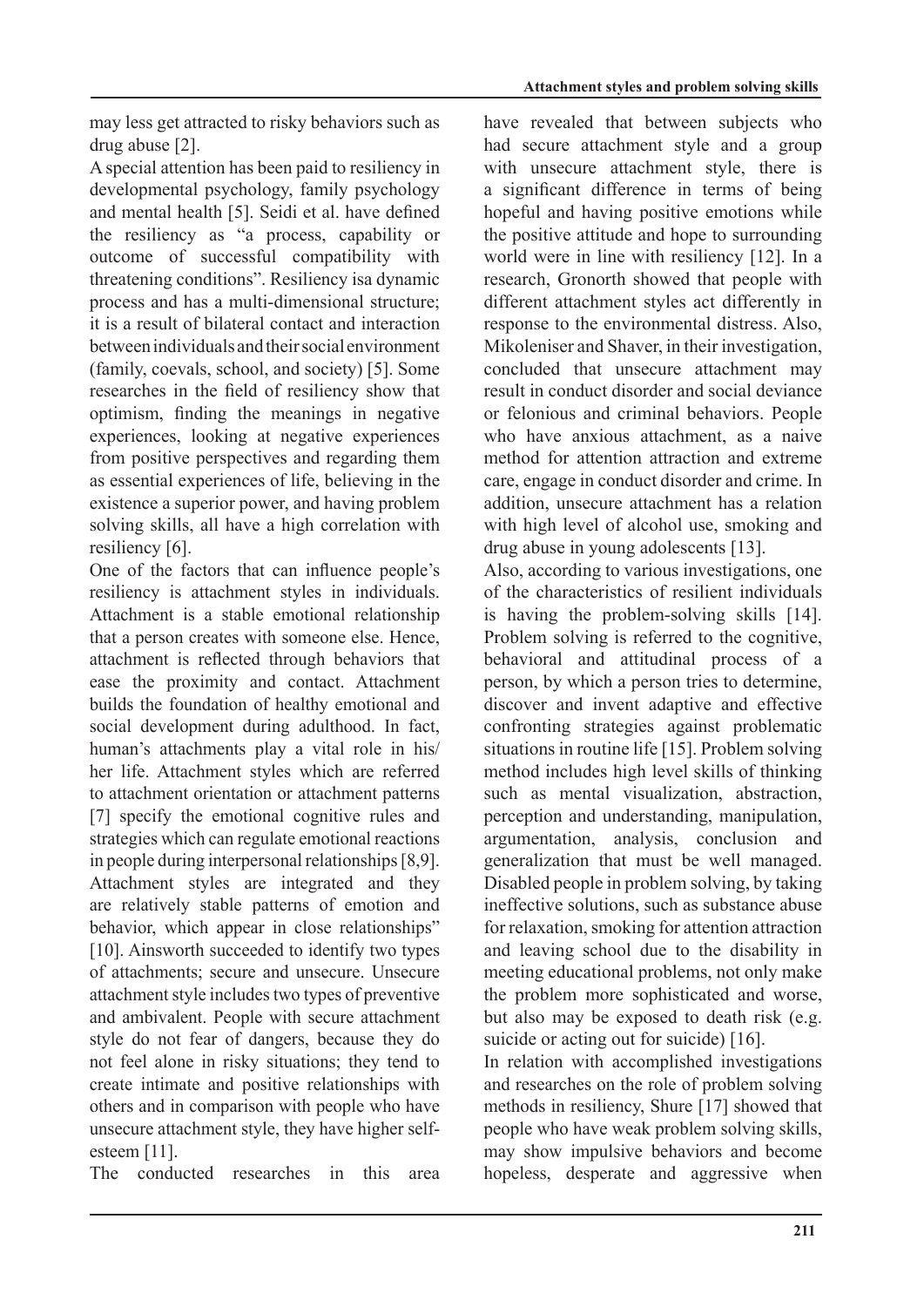may less get attracted to risky behaviors such as drug abuse [2].

A special attention has been paid to resiliency in developmental psychology, family psychology and mental health [5]. Seidi et al. have defined the resiliency as "a process, capability or outcome of successful compatibility with threatening conditions". Resiliency isa dynamic process and has a multi-dimensional structure; it is a result of bilateral contact and interaction between individuals and their social environment (family, coevals, school, and society) [5]. Some researches in the field of resiliency show that optimism, finding the meanings in negative experiences, looking at negative experiences from positive perspectives and regarding them as essential experiences of life, believing in the existence a superior power, and having problem solving skills, all have a high correlation with resiliency [6].

One of the factors that can influence people's resiliency is attachment styles in individuals. Attachment is a stable emotional relationship that a person creates with someone else. Hence, attachment is reflected through behaviors that ease the proximity and contact. Attachment builds the foundation of healthy emotional and social development during adulthood. In fact, human's attachments play a vital role in his/her life. Attachment styles which are referred to attachment orientation or attachment patterns [7] specify the emotional cognitive rules and strategies which can regulate emotional reactions in people during interpersonal relationships [8,9]. Attachment styles are integrated and they are relatively stable patterns of emotion and behavior, which appear in close relationships" [10]. Ainsworth succeeded to identify two types of attachments; secure and unsecure. Unsecure attachment style includes two types of preventive and ambivalent. People with secure attachment style do not fear of dangers, because they do not feel alone in risky situations; they tend to create intimate and positive relationships with others and in comparison with people who have unsecure attachment style, they have higher self-esteem [11].

The conducted researches in this area have revealed that between subjects who had secure attachment style and a group with unsecure attachment style, there is a significant difference in terms of being hopeful and having positive emotions while the positive attitude and hope to surrounding world were in line with resiliency [12]. In a research, Gronorth showed that people with different attachment styles act differently in response to the environmental distress. Also, Mikoleniser and Shaver, in their investigation, concluded that unsecure attachment may result in conduct disorder and social deviance or felonious and criminal behaviors. People who have anxious attachment, as a naive method for attention attraction and extreme care, engage in conduct disorder and crime. In addition, unsecure attachment has a relation with high level of alcohol use, smoking and drug abuse in young adolescents [13].

Also, according to various investigations, one of the characteristics of resilient individuals is having the problem-solving skills [14]. Problem solving is referred to the cognitive, behavioral and attitudinal process of a person, by which a person tries to determine, discover and invent adaptive and effective confronting strategies against problematic situations in routine life [15]. Problem solving method includes high level skills of thinking such as mental visualization, abstraction, perception and understanding, manipulation, argumentation, analysis, conclusion and generalization that must be well managed. Disabled people in problem solving, by taking ineffective solutions, such as substance abuse for relaxation, smoking for attention attraction and leaving school due to the disability in meeting educational problems, not only make the problem more sophisticated and worse, but also may be exposed to death risk (e.g. suicide or acting out for suicide) [16].

In relation with accomplished investigations and researches on the role of problem solving methods in resiliency, Shure [17] showed that people who have weak problem solving skills, may show impulsive behaviors and become hopeless, desperate and aggressive when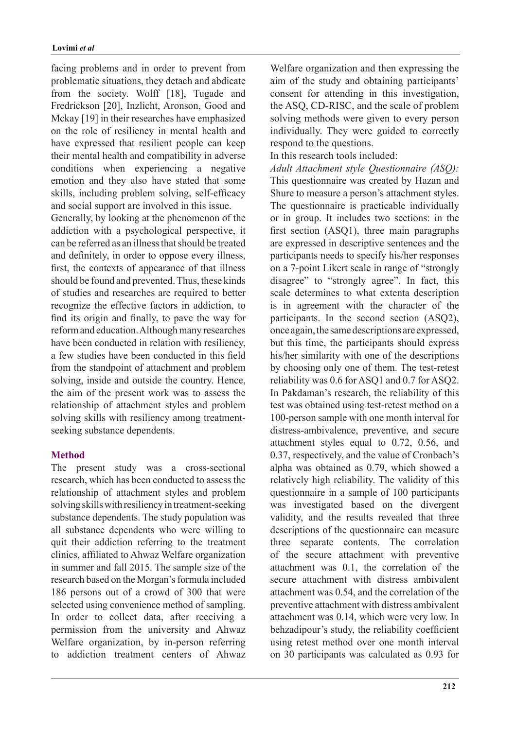facing problems and in order to prevent from problematic situations, they detach and abdicate from the society. Wolff [18], Tugade and Fredrickson [20], Inzlicht, Aronson, Good and Mckay [19] in their researches have emphasized on the role of resiliency in mental health and have expressed that resilient people can keep their mental health and compatibility in adverse conditions when experiencing a negative emotion and they also have stated that some skills, including problem solving, self-efficacy and social support are involved in this issue.

Generally, by looking at the phenomenon of the addiction with a psychological perspective, it can be referred as an illness that should be treated and definitely, in order to oppose every illness, first, the contexts of appearance of that illness should be found and prevented. Thus, these kinds of studies and researches are required to better recognize the effective factors in addiction, to find its origin and finally, to pave the way for reform and education. Although many researches have been conducted in relation with resiliency, a few studies have been conducted in this field from the standpoint of attachment and problem solving, inside and outside the country. Hence, the aim of the present work was to assess the relationship of attachment styles and problem solving skills with resiliency among treatment-seeking substance dependents.

## Method

The present study was a cross-sectional research, which has been conducted to assess the relationship of attachment styles and problem solving skills with resiliency in treatment-seeking substance dependents. The study population was all substance dependents who were willing to quit their addiction referring to the treatment clinics, affiliated to Ahwaz Welfare organization in summer and fall 2015. The sample size of the research based on the Morgan's formula included 186 persons out of a crowd of 300 that were selected using convenience method of sampling. In order to collect data, after receiving a permission from the university and Ahwaz Welfare organization, by in-person referring to addiction treatment centers of Ahwaz Welfare organization and then expressing the aim of the study and obtaining participants' consent for attending in this investigation, the ASQ, CD-RISC, and the scale of problem solving methods were given to every person individually. They were guided to correctly respond to the questions.

In this research tools included:

*Adult Attachment style Questionnaire (ASQ):* This questionnaire was created by Hazan and Shure to measure a person's attachment styles. The questionnaire is practicable individually or in group. It includes two sections: in the first section (ASQ1), three main paragraphs are expressed in descriptive sentences and the participants needs to specify his/her responses on a 7-point Likert scale in range of "strongly disagree" to "strongly agree". In fact, this scale determines to what extenta description is in agreement with the character of the participants. In the second section (ASQ2), once again, the same descriptions are expressed, but this time, the participants should express his/her similarity with one of the descriptions by choosing only one of them. The test-retest reliability was 0.6 for ASQ1 and 0.7 for ASQ2. In Pakdaman's research, the reliability of this test was obtained using test-retest method on a 100-person sample with one month interval for distress-ambivalence, preventive, and secure attachment styles equal to 0.72, 0.56, and 0.37, respectively, and the value of Cronbach's alpha was obtained as 0.79, which showed a relatively high reliability. The validity of this questionnaire in a sample of 100 participants was investigated based on the divergent validity, and the results revealed that three descriptions of the questionnaire can measure three separate contents. The correlation of the secure attachment with preventive attachment was 0.1, the correlation of the secure attachment with distress ambivalent attachment was 0.54, and the correlation of the preventive attachment with distress ambivalent attachment was 0.14, which were very low. In behzadipour's study, the reliability coefficient using retest method over one month interval on 30 participants was calculated as 0.93 for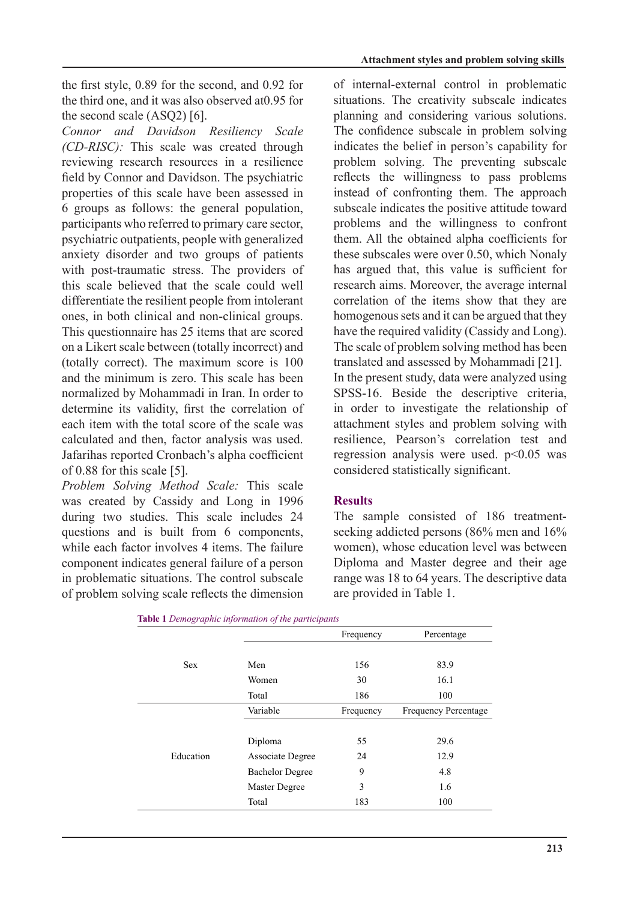the first style, 0.89 for the second, and 0.92 for the third one, and it was also observed at0.95 for the second scale (ASQ2) [6].

*Connor and Davidson Resiliency Scale (CD-RISC):* This scale was created through reviewing research resources in a resilience field by Connor and Davidson. The psychiatric properties of this scale have been assessed in 6 groups as follows: the general population, participants who referred to primary care sector, psychiatric outpatients, people with generalized anxiety disorder and two groups of patients with post-traumatic stress. The providers of this scale believed that the scale could well differentiate the resilient people from intolerant ones, in both clinical and non-clinical groups. This questionnaire has 25 items that are scored on a Likert scale between (totally incorrect) and (totally correct). The maximum score is 100 and the minimum is zero. This scale has been normalized by Mohammadi in Iran. In order to determine its validity, first the correlation of each item with the total score of the scale was calculated and then, factor analysis was used. Jafarihas reported Cronbach's alpha coefficient of 0.88 for this scale [5].

*Problem Solving Method Scale:* This scale was created by Cassidy and Long in 1996 during two studies. This scale includes 24 questions and is built from 6 components, while each factor involves 4 items. The failure component indicates general failure of a person in problematic situations. The control subscale of problem solving scale reflects the dimension of internal-external control in problematic situations. The creativity subscale indicates planning and considering various solutions. The confidence subscale in problem solving indicates the belief in person's capability for problem solving. The preventing subscale reflects the willingness to pass problems instead of confronting them. The approach subscale indicates the positive attitude toward problems and the willingness to confront them. All the obtained alpha coefficients for these subscales were over 0.50, which Nonaly has argued that, this value is sufficient for research aims. Moreover, the average internal correlation of the items show that they are homogenous sets and it can be argued that they have the required validity (Cassidy and Long). The scale of problem solving method has been translated and assessed by Mohammadi [21].

In the present study, data were analyzed using SPSS-16. Beside the descriptive criteria, in order to investigate the relationship of attachment styles and problem solving with resilience, Pearson's correlation test and regression analysis were used. $p<0.05$ was considered statistically significant.

## Results

The sample consisted of 186 treatment-seeking addicted persons (86% men and 16% women), whose education level was between Diploma and Master degree and their age range was 18 to 64 years. The descriptive data are provided in Table 1.

**Table 1** *Demographic information of the participants*

| | | Frequency | Percentage |
|---|---|---|---|
| Sex | Men | 156 | 83.9 |
| | Women | 30 | 16.1 |
| | Total | 186 | 100 |
| | Variable | Frequency | Frequency Percentage |
| Education | Diploma | 55 | 29.6 |
| | Associate Degree | 24 | 12.9 |
| | Bachelor Degree | 9 | 4.8 |
| | Master Degree | 3 | 1.6 |
| | Total | 183 | 100 |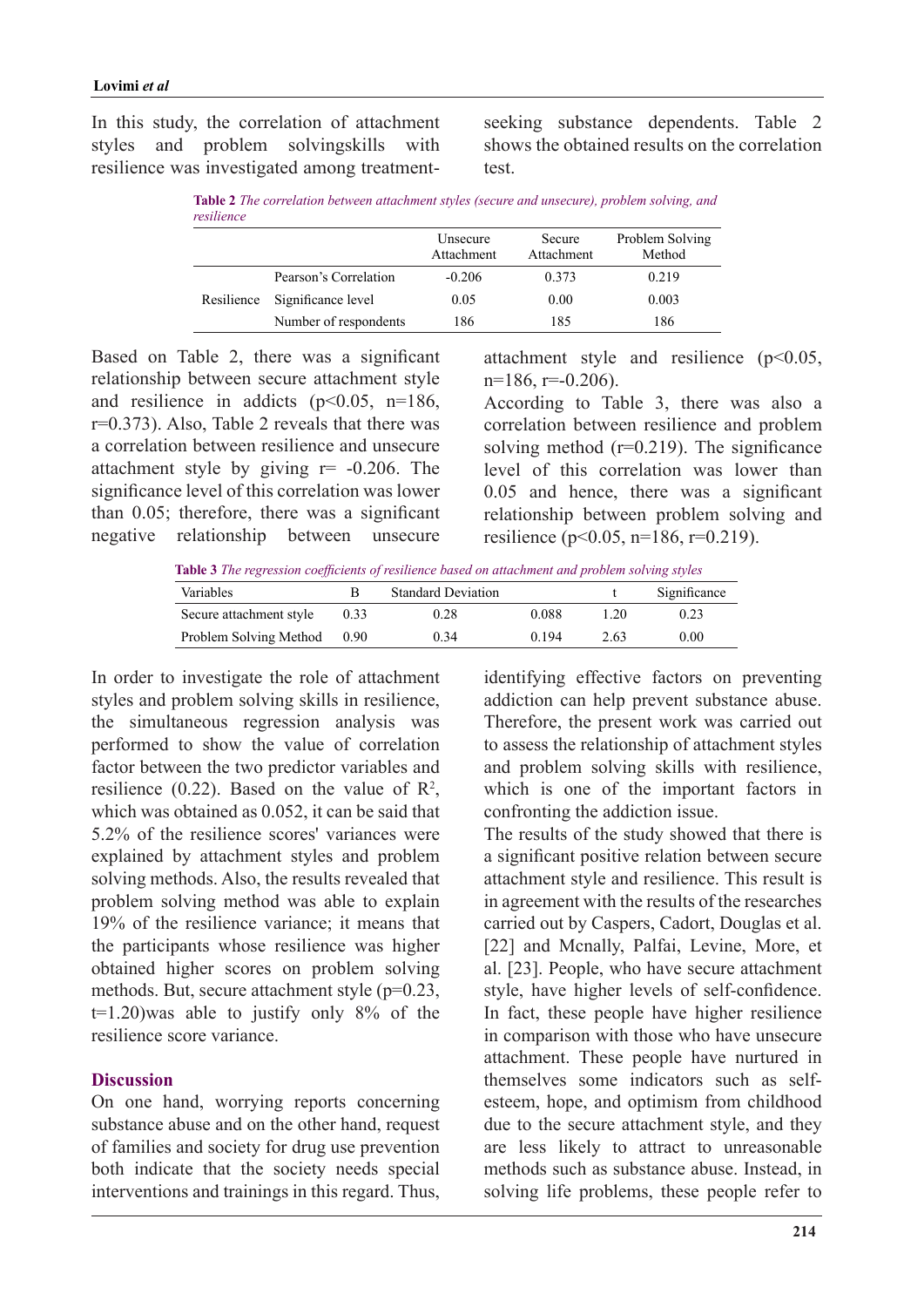In this study, the correlation of attachment styles and problem solvingskills with resilience was investigated among treatment-seeking substance dependents. Table 2 shows the obtained results on the correlation test.

**Table 2** *The correlation between attachment styles (secure and unsecure), problem solving, and resilience*

| | | Unsecure Attachment | Secure Attachment | Problem Solving Method |
|---|---|---|---|---|
| Resilience | Pearson's Correlation | -0.206 | 0.373 | 0.219 |
| | Significance level | 0.05 | 0.00 | 0.003 |
| | Number of respondents | 186 | 185 | 186 |

Based on Table 2, there was a significant relationship between secure attachment style and resilience in addicts ($p<0.05$, n=186, r=0.373). Also, Table 2 reveals that there was a correlation between resilience and unsecure attachment style by giving r= -0.206. The significance level of this correlation was lower than 0.05; therefore, there was a significant negative relationship between unsecure attachment style and resilience ($p<0.05$, n=186, r=-0.206).

According to Table 3, there was also a correlation between resilience and problem solving method (r=0.219). The significance level of this correlation was lower than 0.05 and hence, there was a significant relationship between problem solving and resilience ($p<0.05$, n=186, r=0.219).

**Table 3** *The regression coefficients of resilience based on attachment and problem solving styles*

| Variables | B | Standard Deviation | | t | Significance |
|---|---|---|---|---|---|
| Secure attachment style | 0.33 | 0.28 | 0.088 | 1.20 | 0.23 |
| Problem Solving Method | 0.90 | 0.34 | 0.194 | 2.63 | 0.00 |

In order to investigate the role of attachment styles and problem solving skills in resilience, the simultaneous regression analysis was performed to show the value of correlation factor between the two predictor variables and resilience (0.22). Based on the value of $R^2$, which was obtained as 0.052, it can be said that 5.2% of the resilience scores' variances were explained by attachment styles and problem solving methods. Also, the results revealed that problem solving method was able to explain 19% of the resilience variance; it means that the participants whose resilience was higher obtained higher scores on problem solving methods. But, secure attachment style ($p=0.23$, $t=1.20$)was able to justify only 8% of the resilience score variance.

## Discussion

On one hand, worrying reports concerning substance abuse and on the other hand, request of families and society for drug use prevention both indicate that the society needs special interventions and trainings in this regard. Thus, identifying effective factors on preventing addiction can help prevent substance abuse. Therefore, the present work was carried out to assess the relationship of attachment styles and problem solving skills with resilience, which is one of the important factors in confronting the addiction issue.

The results of the study showed that there is a significant positive relation between secure attachment style and resilience. This result is in agreement with the results of the researches carried out by Caspers, Cadort, Douglas et al. [22] and Mcnally, Palfai, Levine, More, et al. [23]. People, who have secure attachment style, have higher levels of self-confidence. In fact, these people have higher resilience in comparison with those who have unsecure attachment. These people have nurtured in themselves some indicators such as self-esteem, hope, and optimism from childhood due to the secure attachment style, and they are less likely to attract to unreasonable methods such as substance abuse. Instead, in solving life problems, these people refer to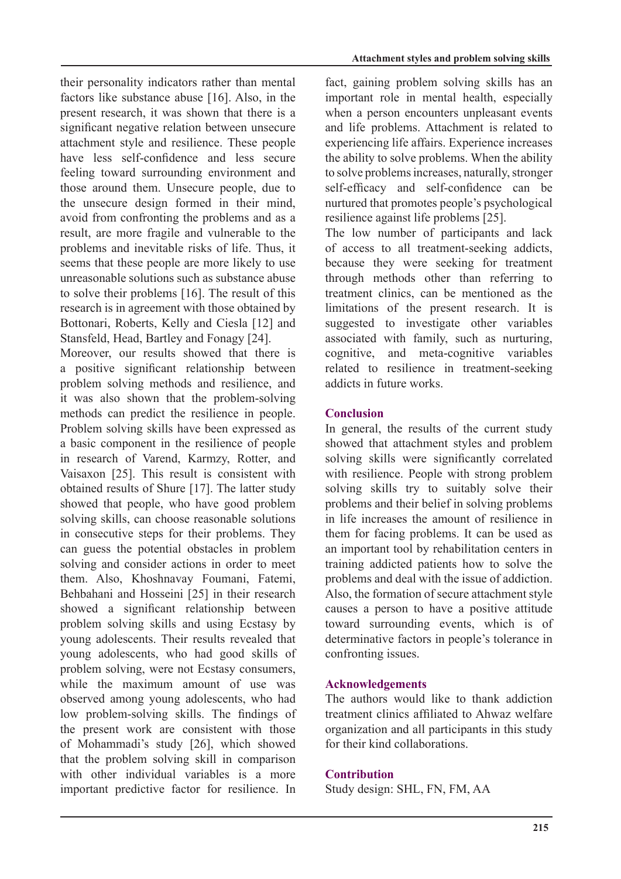their personality indicators rather than mental factors like substance abuse [16]. Also, in the present research, it was shown that there is a significant negative relation between unsecure attachment style and resilience. These people have less self-confidence and less secure feeling toward surrounding environment and those around them. Unsecure people, due to the unsecure design formed in their mind, avoid from confronting the problems and as a result, are more fragile and vulnerable to the problems and inevitable risks of life. Thus, it seems that these people are more likely to use unreasonable solutions such as substance abuse to solve their problems [16]. The result of this research is in agreement with those obtained by Bottonari, Roberts, Kelly and Ciesla [12] and Stansfeld, Head, Bartley and Fonagy [24].

Moreover, our results showed that there is a positive significant relationship between problem solving methods and resilience, and it was also shown that the problem-solving methods can predict the resilience in people. Problem solving skills have been expressed as a basic component in the resilience of people in research of Varend, Karmzy, Rotter, and Vaisaxon [25]. This result is consistent with obtained results of Shure [17]. The latter study showed that people, who have good problem solving skills, can choose reasonable solutions in consecutive steps for their problems. They can guess the potential obstacles in problem solving and consider actions in order to meet them. Also, Khoshnavay Foumani, Fatemi, Behbahani and Hosseini [25] in their research showed a significant relationship between problem solving skills and using Ecstasy by young adolescents. Their results revealed that young adolescents, who had good skills of problem solving, were not Ecstasy consumers, while the maximum amount of use was observed among young adolescents, who had low problem-solving skills. The findings of the present work are consistent with those of Mohammadi's study [26], which showed that the problem solving skill in comparison with other individual variables is a more important predictive factor for resilience. In fact, gaining problem solving skills has an important role in mental health, especially when a person encounters unpleasant events and life problems. Attachment is related to experiencing life affairs. Experience increases the ability to solve problems. When the ability to solve problems increases, naturally, stronger self-efficacy and self-confidence can be nurtured that promotes people's psychological resilience against life problems [25].

The low number of participants and lack of access to all treatment-seeking addicts, because they were seeking for treatment through methods other than referring to treatment clinics, can be mentioned as the limitations of the present research. It is suggested to investigate other variables associated with family, such as nurturing, cognitive, and meta-cognitive variables related to resilience in treatment-seeking addicts in future works.

## Conclusion

In general, the results of the current study showed that attachment styles and problem solving skills were significantly correlated with resilience. People with strong problem solving skills try to suitably solve their problems and their belief in solving problems in life increases the amount of resilience in them for facing problems. It can be used as an important tool by rehabilitation centers in training addicted patients how to solve the problems and deal with the issue of addiction. Also, the formation of secure attachment style causes a person to have a positive attitude toward surrounding events, which is of determinative factors in people's tolerance in confronting issues.

## Acknowledgements

The authors would like to thank addiction treatment clinics affiliated to Ahwaz welfare organization and all participants in this study for their kind collaborations.

## Contribution

Study design: SHL, FN, FM, AA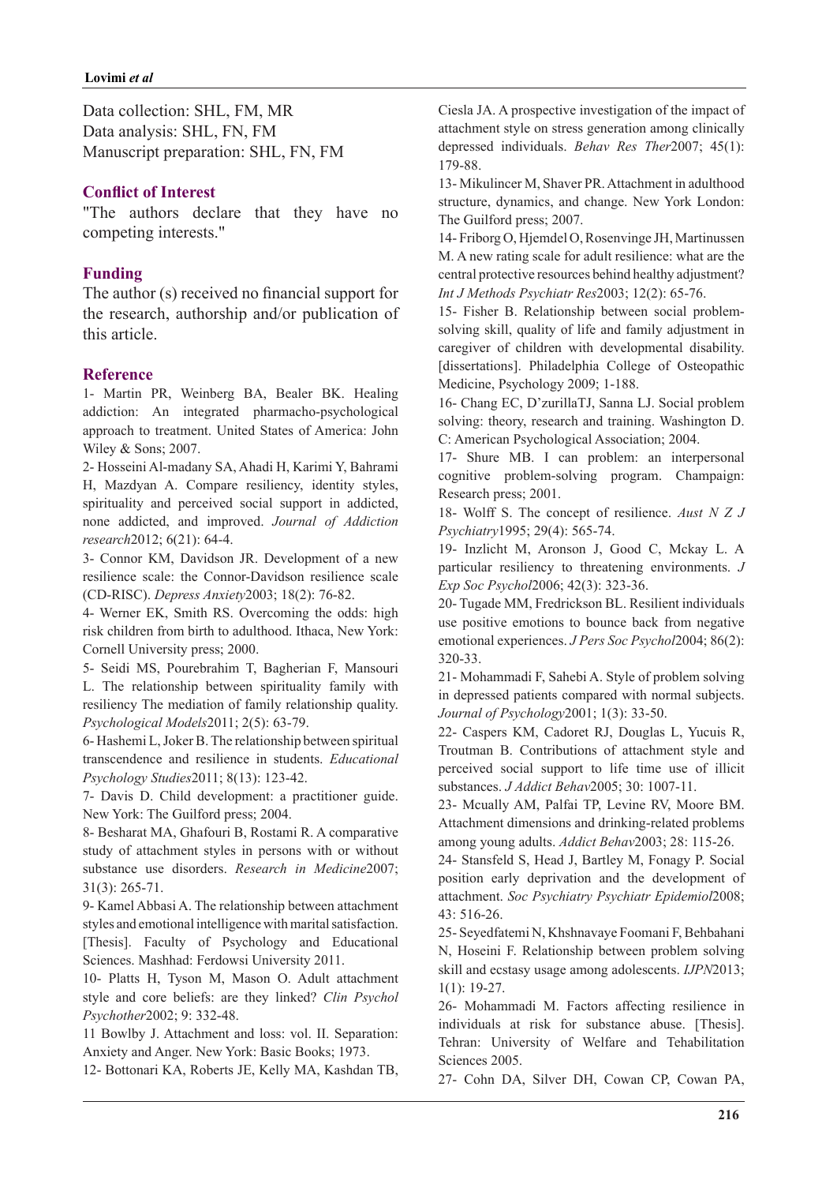Data collection: SHL, FM, MR
Data analysis: SHL, FN, FM
Manuscript preparation: SHL, FN, FM

## Conflict of Interest

"The authors declare that they have no competing interests."

## Funding

The author (s) received no financial support for the research, authorship and/or publication of this article.

## Reference

1- Martin PR, Weinberg BA, Bealer BK. Healing addiction: An integrated pharmacho-psychological approach to treatment. United States of America: John Wiley & Sons; 2007.

2- Hosseini Al-madany SA, Ahadi H, Karimi Y, Bahrami H, Mazdyan A. Compare resiliency, identity styles, spirituality and perceived social support in addicted, none addicted, and improved. *Journal of Addiction research*2012; 6(21): 64-4.

3- Connor KM, Davidson JR. Development of a new resilience scale: the Connor-Davidson resilience scale (CD-RISC). *Depress Anxiety*2003; 18(2): 76-82.

4- Werner EK, Smith RS. Overcoming the odds: high risk children from birth to adulthood. Ithaca, New York: Cornell University press; 2000.

5- Seidi MS, Pourebrahim T, Bagherian F, Mansouri L. The relationship between spirituality family with resiliency The mediation of family relationship quality. *Psychological Models*2011; 2(5): 63-79.

6- Hashemi L, Joker B. The relationship between spiritual transcendence and resilience in students. *Educational Psychology Studies*2011; 8(13): 123-42.

7- Davis D. Child development: a practitioner guide. New York: The Guilford press; 2004.

8- Besharat MA, Ghafouri B, Rostami R. A comparative study of attachment styles in persons with or without substance use disorders. *Research in Medicine*2007; 31(3): 265-71.

9- Kamel Abbasi A. The relationship between attachment styles and emotional intelligence with marital satisfaction. [Thesis]. Faculty of Psychology and Educational Sciences. Mashhad: Ferdowsi University 2011.

10- Platts H, Tyson M, Mason O. Adult attachment style and core beliefs: are they linked? *Clin Psychol Psychother*2002; 9: 332-48.

11 Bowlby J. Attachment and loss: vol. II. Separation: Anxiety and Anger. New York: Basic Books; 1973.

12- Bottonari KA, Roberts JE, Kelly MA, Kashdan TB, Ciesla JA. A prospective investigation of the impact of attachment style on stress generation among clinically depressed individuals. *Behav Res Ther*2007; 45(1): 179-88.

13- Mikulincer M, Shaver PR. Attachment in adulthood structure, dynamics, and change. New York London: The Guilford press; 2007.

14- Friborg O, Hjemdel O, Rosenvinge JH, Martinussen M. A new rating scale for adult resilience: what are the central protective resources behind healthy adjustment? *Int J Methods Psychiatr Res*2003; 12(2): 65-76.

15- Fisher B. Relationship between social problem-solving skill, quality of life and family adjustment in caregiver of children with developmental disability. [dissertations]. Philadelphia College of Osteopathic Medicine, Psychology 2009; 1-188.

16- Chang EC, D'zurillaTJ, Sanna LJ. Social problem solving: theory, research and training. Washington D. C: American Psychological Association; 2004.

17- Shure MB. I can problem: an interpersonal cognitive problem-solving program. Champaign: Research press; 2001.

18- Wolff S. The concept of resilience. *Aust N Z J Psychiatry*1995; 29(4): 565-74.

19- Inzlicht M, Aronson J, Good C, Mckay L. A particular resiliency to threatening environments. *J Exp Soc Psychol*2006; 42(3): 323-36.

20- Tugade MM, Fredrickson BL. Resilient individuals use positive emotions to bounce back from negative emotional experiences. *J Pers Soc Psychol*2004; 86(2): 320-33.

21- Mohammadi F, Sahebi A. Style of problem solving in depressed patients compared with normal subjects. *Journal of Psychology*2001; 1(3): 33-50.

22- Caspers KM, Cadoret RJ, Douglas L, Yucuis R, Troutman B. Contributions of attachment style and perceived social support to life time use of illicit substances. *J Addict Behav*2005; 30: 1007-11.

23- Mcually AM, Palfai TP, Levine RV, Moore BM. Attachment dimensions and drinking-related problems among young adults. *Addict Behav*2003; 28: 115-26.

24- Stansfeld S, Head J, Bartley M, Fonagy P. Social position early deprivation and the development of attachment. *Soc Psychiatry Psychiatr Epidemiol*2008; 43: 516-26.

25- Seyedfatemi N, Khshnavaye Foomani F, Behbahani N, Hoseini F. Relationship between problem solving skill and ecstasy usage among adolescents. *IJPN*2013; 1(1): 19-27.

26- Mohammadi M. Factors affecting resilience in individuals at risk for substance abuse. [Thesis]. Tehran: University of Welfare and Tehabilitation Sciences 2005.

27- Cohn DA, Silver DH, Cowan CP, Cowan PA,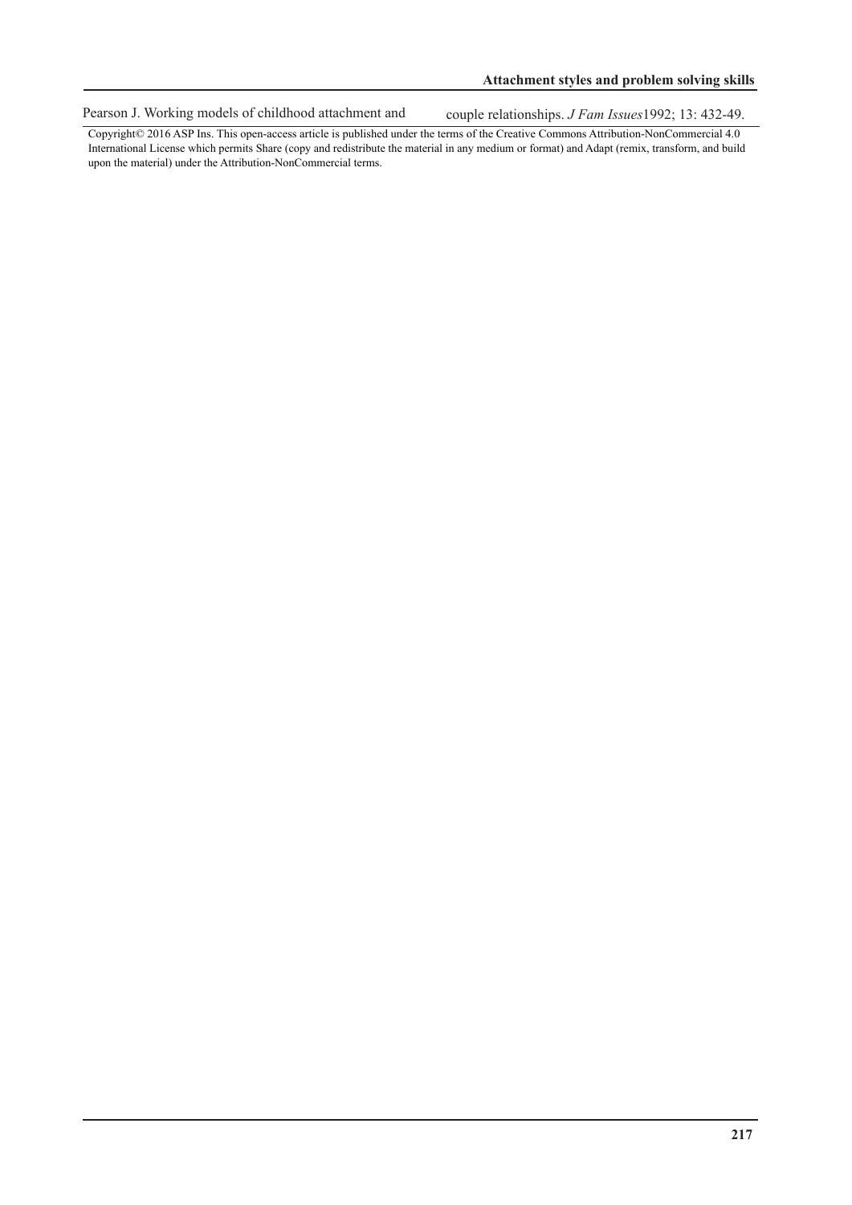Pearson J. Working models of childhood attachment and couple relationships. *J Fam Issues*1992; 13: 432-49.

Copyright© 2016 ASP Ins. This open-access article is published under the terms of the Creative Commons Attribution-NonCommercial 4.0 International License which permits Share (copy and redistribute the material in any medium or format) and Adapt (remix, transform, and build upon the material) under the Attribution-NonCommercial terms.